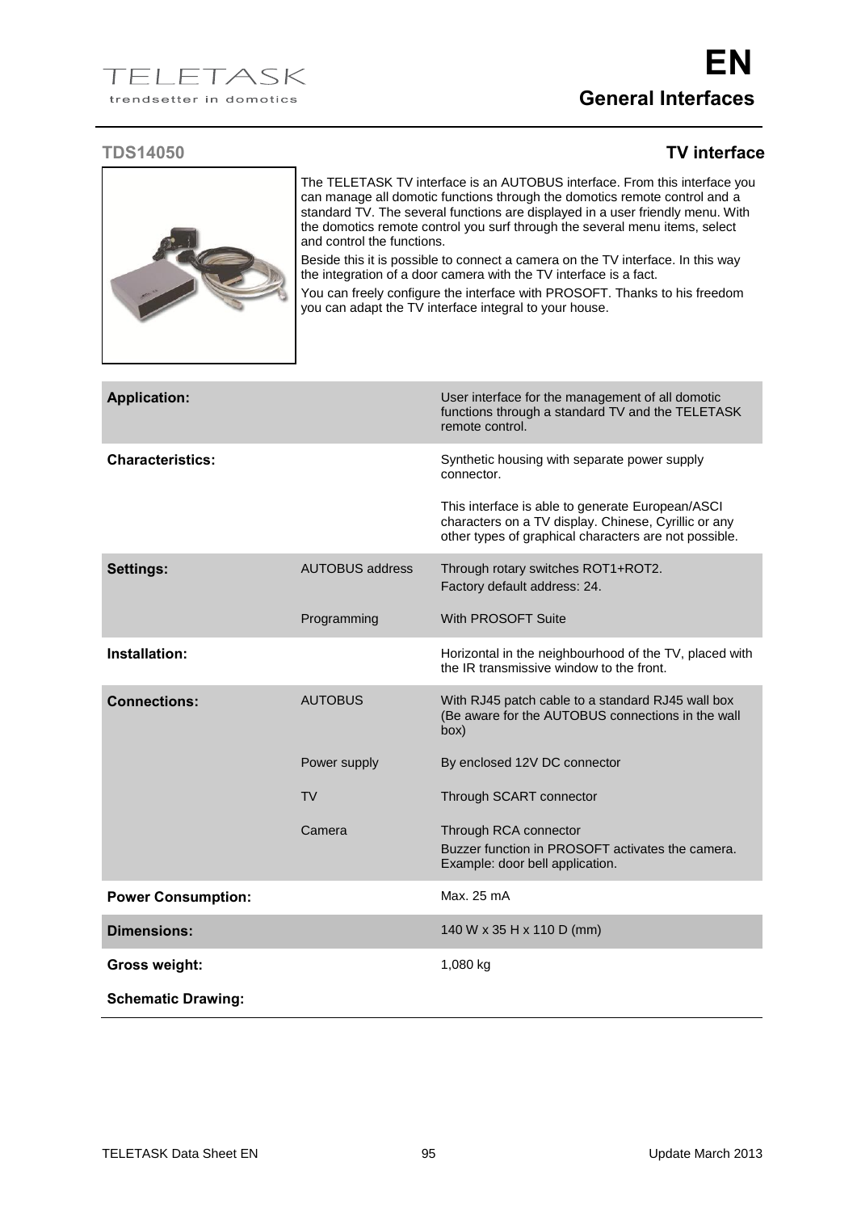# EN

## General Interfaces

### TDS14050 — TV interface

The TELETASK TV interface is an AUTOBUS interface. From this interface you can manage all domotic functions through the domotics remote control and a standard TV. The several functions are displayed in a user friendly menu. With the domotics remote control you surf through the several menu items, select and control the functions.

Beside this it is possible to connect a camera on the TV interface. In this way the integration of a door camera with the TV interface is a fact.

You can freely configure the interface with PROSOFT. Thanks to his freedom you can adapt the TV interface integral to your house.

| | | |
|---|---|---|
| **Application:** | | User interface for the management of all domotic functions through a standard TV and the TELETASK remote control. |
| **Characteristics:** | | Synthetic housing with separate power supply connector.<br><br>This interface is able to generate European/ASCI characters on a TV display. Chinese, Cyrillic or any other types of graphical characters are not possible. |
| **Settings:** | AUTOBUS address | Through rotary switches ROT1+ROT2.<br>Factory default address: 24. |
| | Programming | With PROSOFT Suite |
| **Installation:** | | Horizontal in the neighbourhood of the TV, placed with the IR transmissive window to the front. |
| **Connections:** | AUTOBUS | With RJ45 patch cable to a standard RJ45 wall box (Be aware for the AUTOBUS connections in the wall box) |
| | Power supply | By enclosed 12V DC connector |
| | TV | Through SCART connector |
| | Camera | Through RCA connector<br>Buzzer function in PROSOFT activates the camera. Example: door bell application. |
| **Power Consumption:** | | Max. 25 mA |
| **Dimensions:** | | 140 W x 35 H x 110 D (mm) |
| **Gross weight:** | | 1,080 kg |
| **Schematic Drawing:** | | |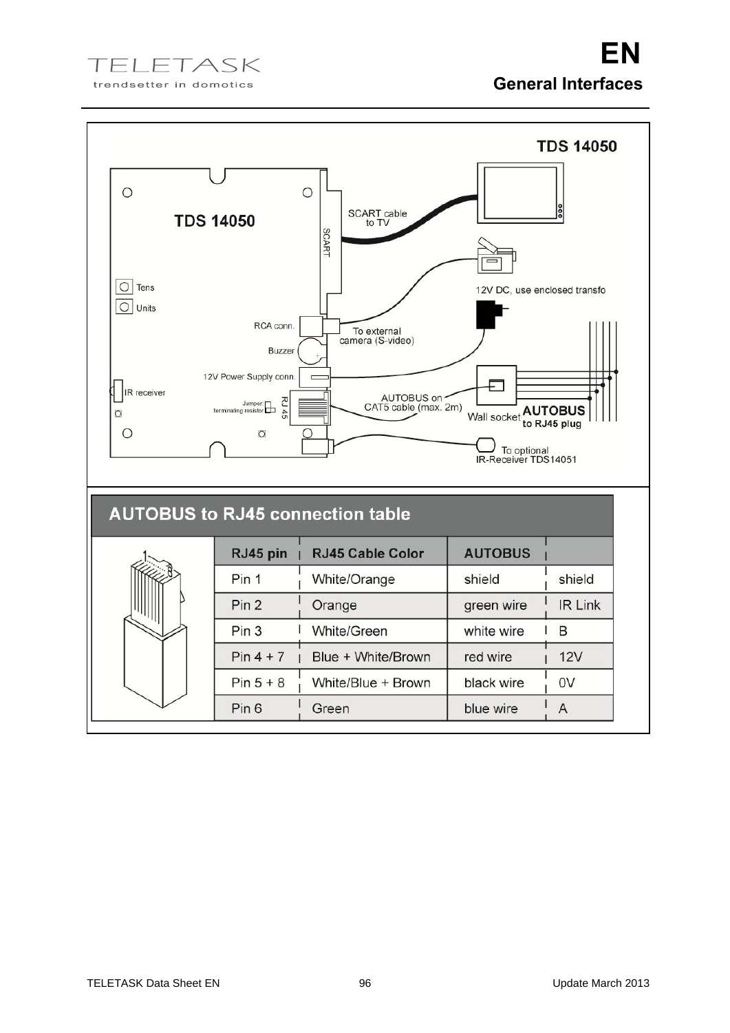# General Interfaces

**TDS 14050**

TDS 14050

SCART cable to TV

SCART

Tens

Units

12V DC, use enclosed transfo

RCA conn.

To external camera (S-video)

Buzzer

12V Power Supply conn.

IR receiver

Jumper: terminating resistor

RJ 45

AUTOBUS on CAT5 cable (max. 2m)

Wall socket

**AUTOBUS to RJ45 plug**

To optional IR-Receiver TDS14051

## AUTOBUS to RJ45 connection table

| RJ45 pin | RJ45 Cable Color | AUTOBUS | |
|---|---|---|---|
| Pin 1 | White/Orange | shield | shield |
| Pin 2 | Orange | green wire | IR Link |
| Pin 3 | White/Green | white wire | B |
| Pin 4 + 7 | Blue + White/Brown | red wire | 12V |
| Pin 5 + 8 | White/Blue + Brown | black wire | 0V |
| Pin 6 | Green | blue wire | A |